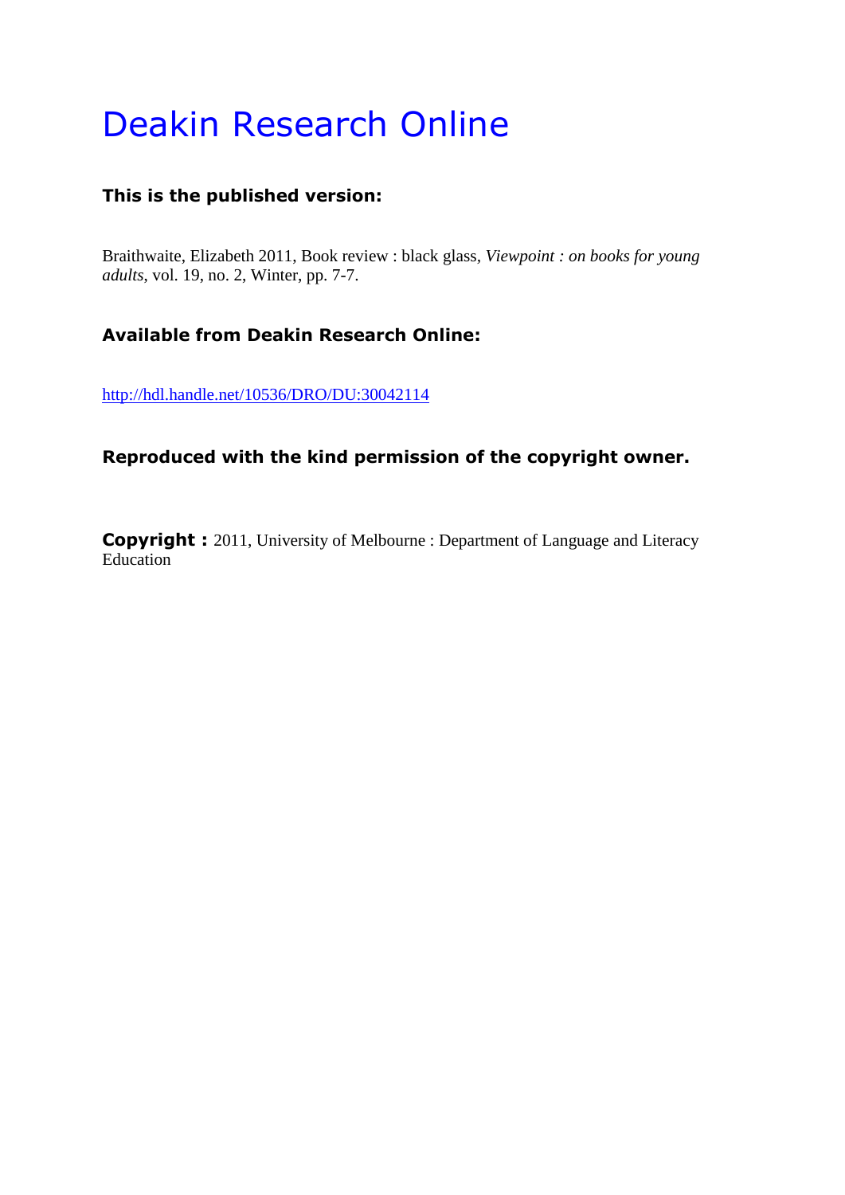# Deakin Research Online

**This is the published version:**

Braithwaite, Elizabeth 2011, Book review : black glass, *Viewpoint : on books for young adults*, vol. 19, no. 2, Winter, pp. 7-7.

**Available from Deakin Research Online:**

http://hdl.handle.net/10536/DRO/DU:30042114

**Reproduced with the kind permission of the copyright owner.**

**Copyright :** 2011, University of Melbourne : Department of Language and Literacy Education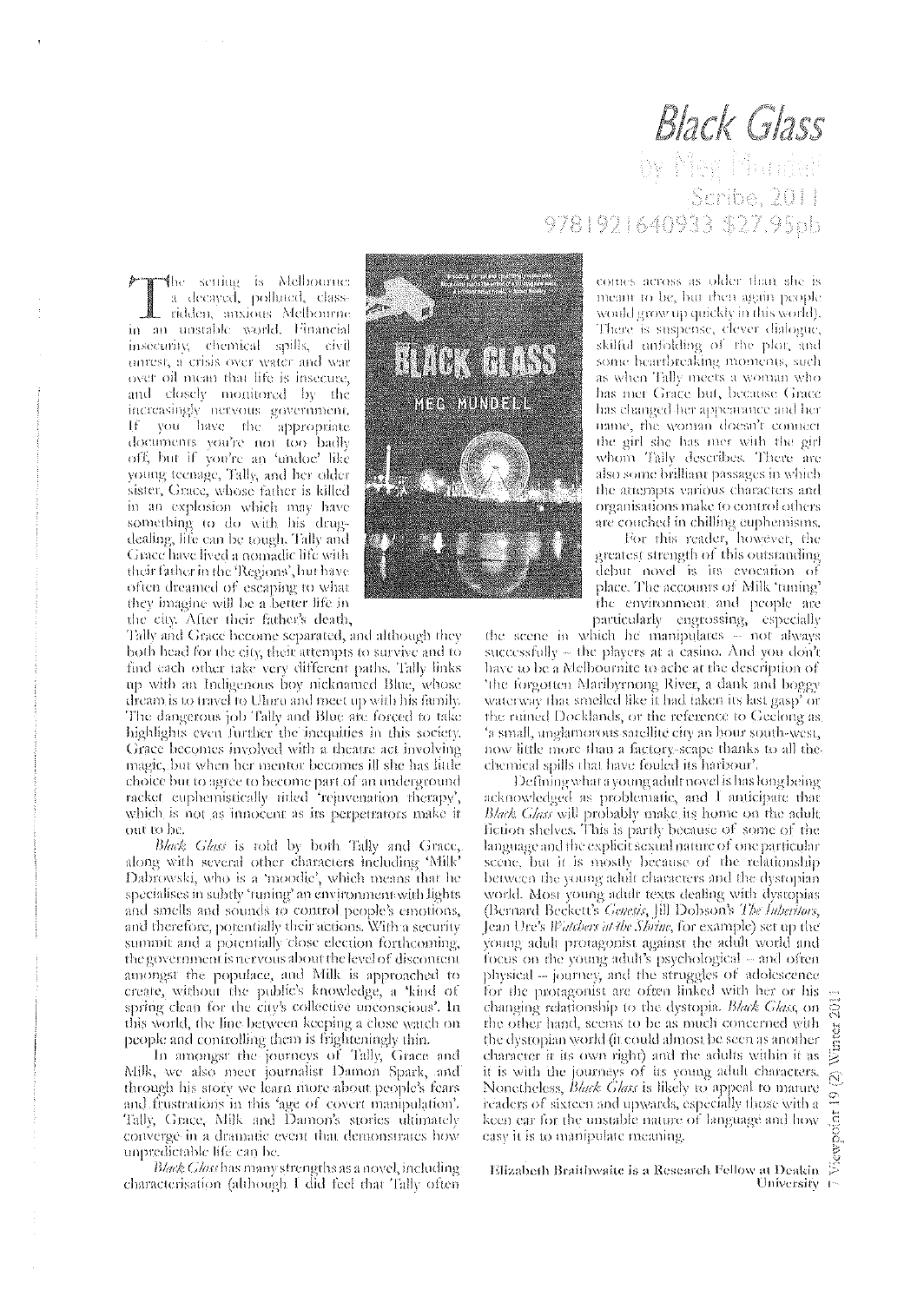# *Black Glass*

by Meg Mundell
Scribe, 2011
9781921640933 $27.95pb

The setting is Melbourne: a decayed, polluted, class-ridden, anxious Melbourne in an unstable world. Financial insecurity, chemical spills, civil unrest, a crisis over water and war over oil mean that life is insecure, and closely monitored by the increasingly nervous government. If you have the appropriate documents you're not too badly off, but if you're an 'undoc' like young teenage, Tally, and her older sister, Grace, whose father is killed in an explosion which may have something to do with his drug-dealing, life can be tough. Tally and Grace have lived a nomadic life with their father in the 'Regions', but have often dreamed of escaping to what they imagine will be a better life in the city. After their father's death, Tally and Grace become separated, and although they both head for the city, their attempts to survive and to find each other take very different paths. Tally links up with an Indigenous boy nicknamed Blue, whose dream is to travel to Uluru and meet up with his family. The dangerous job Tally and Blue are forced to take highlights even further the inequities in this society. Grace becomes involved with a theatre act involving magic, but when her mentor becomes ill she has little choice but to agree to become part of an underground racket euphemistically titled 'rejuvenation therapy', which is not as innocent as its perpetrators make it out to be.

*Black Glass* is told by both Tally and Grace, along with several other characters including 'Milk' Dabrowski, who is a 'moodie', which means that he specialises in subtly 'tuning' an environment with lights and smells and sounds to control people's emotions, and therefore, potentially their actions. With a security summit and a potentially close election forthcoming, the government is nervous about the level of discontent amongst the populace, and Milk is approached to create, without the public's knowledge, a 'kind of spring clean for the city's collective unconscious'. In this world, the line between keeping a close watch on people and controlling them is frighteningly thin.

In amongst the journeys of Tally, Grace and Milk, we also meet journalist Damon Spark, and through his story we learn more about people's fears and frustrations in this 'age of covert manipulation'. Tally, Grace, Milk and Damon's stories ultimately converge in a dramatic event that demonstrates how unpredictable life can be.

*Black Glass* has many strengths as a novel, including characterisation (although I did feel that Tally often comes across as older than she is meant to be, but then again people would grow up quickly in this world). There is suspense, clever dialogue, skilful unfolding of the plot, and some heartbreaking moments, such as when Tally meets a woman who has met Grace but, because Grace has changed her appearance and her name, the woman doesn't connect the girl she has met with the girl whom Tally describes. There are also some brilliant passages in which the attempts various characters and organisations make to control others are couched in chilling euphemisms.

For this reader, however, the greatest strength of this outstanding debut novel is its evocation of place. The accounts of Milk 'tuning' the environment and people are particularly engrossing, especially the scene in which he manipulates – not always successfully – the players at a casino. And you don't have to be a Melbournite to ache at the description of 'the forgotten Maribyrnong River, a dank and boggy waterway that smelled like it had taken its last gasp' or the ruined Docklands, or the reference to Geelong as 'a small, unglamorous satellite city an hour south-west, now little more than a factory-scape thanks to all the chemical spills that have fouled its harbour'.

Defining what a young adult novel is has long being acknowledged as problematic, and I anticipate that *Black Glass* will probably make its home on the adult fiction shelves. This is partly because of some of the language and the explicit sexual nature of one particular scene, but it is mostly because of the relationship between the young adult characters and the dystopian world. Most young adult texts dealing with dystopias (Bernard Beckett's *Genesis*, Jill Dobson's *The Inheritors*, Jean Ure's *Watchers at the Shrine*, for example) set up the young adult protagonist against the adult world and focus on the young adult's psychological – and often physical – journey, and the struggles of adolescence for the protagonist are often linked with her or his changing relationship to the dystopia. *Black Glass*, on the other hand, seems to be as much concerned with the dystopian world (it could almost be seen as another character in its own right) and the adults within it as it is with the journeys of its young adult characters. Nonetheless, *Black Glass* is likely to appeal to mature readers of sixteen and upwards, especially those with a keen ear for the unstable nature of language and how easy it is to manipulate meaning.

**Elizabeth Braithwaite is a Research Fellow at Deakin University**